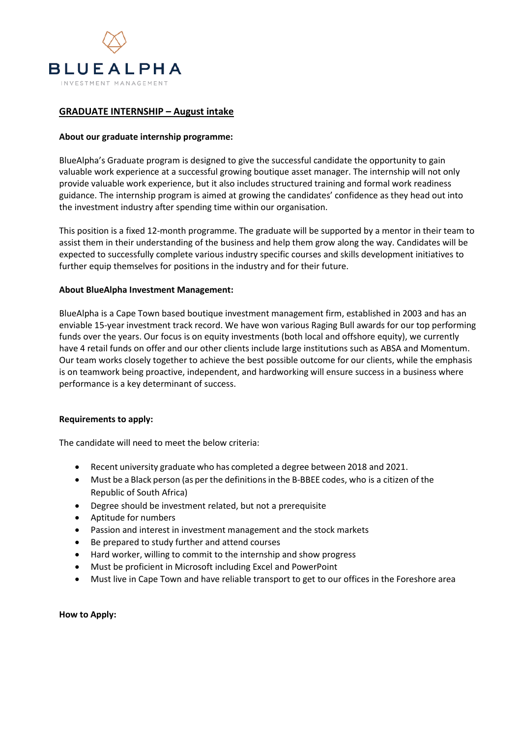BLUEALPHA

INVESTMENT MANAGEMENT

## GRADUATE INTERNSHIP – August intake

**About our graduate internship programme:**

BlueAlpha's Graduate program is designed to give the successful candidate the opportunity to gain valuable work experience at a successful growing boutique asset manager. The internship will not only provide valuable work experience, but it also includes structured training and formal work readiness guidance. The internship program is aimed at growing the candidates' confidence as they head out into the investment industry after spending time within our organisation.

This position is a fixed 12-month programme. The graduate will be supported by a mentor in their team to assist them in their understanding of the business and help them grow along the way. Candidates will be expected to successfully complete various industry specific courses and skills development initiatives to further equip themselves for positions in the industry and for their future.

**About BlueAlpha Investment Management:**

BlueAlpha is a Cape Town based boutique investment management firm, established in 2003 and has an enviable 15-year investment track record. We have won various Raging Bull awards for our top performing funds over the years. Our focus is on equity investments (both local and offshore equity), we currently have 4 retail funds on offer and our other clients include large institutions such as ABSA and Momentum. Our team works closely together to achieve the best possible outcome for our clients, while the emphasis is on teamwork being proactive, independent, and hardworking will ensure success in a business where performance is a key determinant of success.

**Requirements to apply:**

The candidate will need to meet the below criteria:

- Recent university graduate who has completed a degree between 2018 and 2021.
- Must be a Black person (as per the definitions in the B-BBEE codes, who is a citizen of the Republic of South Africa)
- Degree should be investment related, but not a prerequisite
- Aptitude for numbers
- Passion and interest in investment management and the stock markets
- Be prepared to study further and attend courses
- Hard worker, willing to commit to the internship and show progress
- Must be proficient in Microsoft including Excel and PowerPoint
- Must live in Cape Town and have reliable transport to get to our offices in the Foreshore area

**How to Apply:**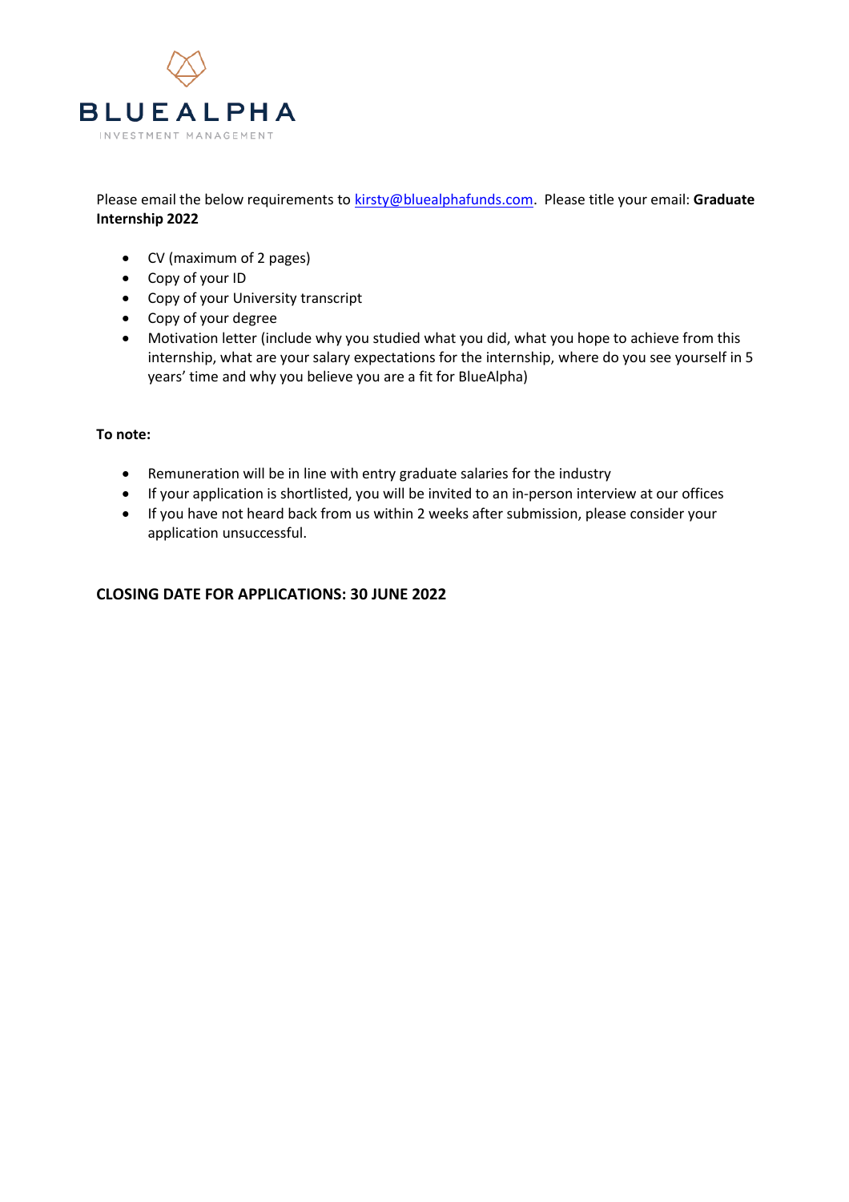BLUEALPHA

INVESTMENT MANAGEMENT

Please email the below requirements to kirsty@bluealphafunds.com. Please title your email: **Graduate Internship 2022**

- CV (maximum of 2 pages)
- Copy of your ID
- Copy of your University transcript
- Copy of your degree
- Motivation letter (include why you studied what you did, what you hope to achieve from this internship, what are your salary expectations for the internship, where do you see yourself in 5 years' time and why you believe you are a fit for BlueAlpha)

**To note:**

- Remuneration will be in line with entry graduate salaries for the industry
- If your application is shortlisted, you will be invited to an in-person interview at our offices
- If you have not heard back from us within 2 weeks after submission, please consider your application unsuccessful.

**CLOSING DATE FOR APPLICATIONS: 30 JUNE 2022**